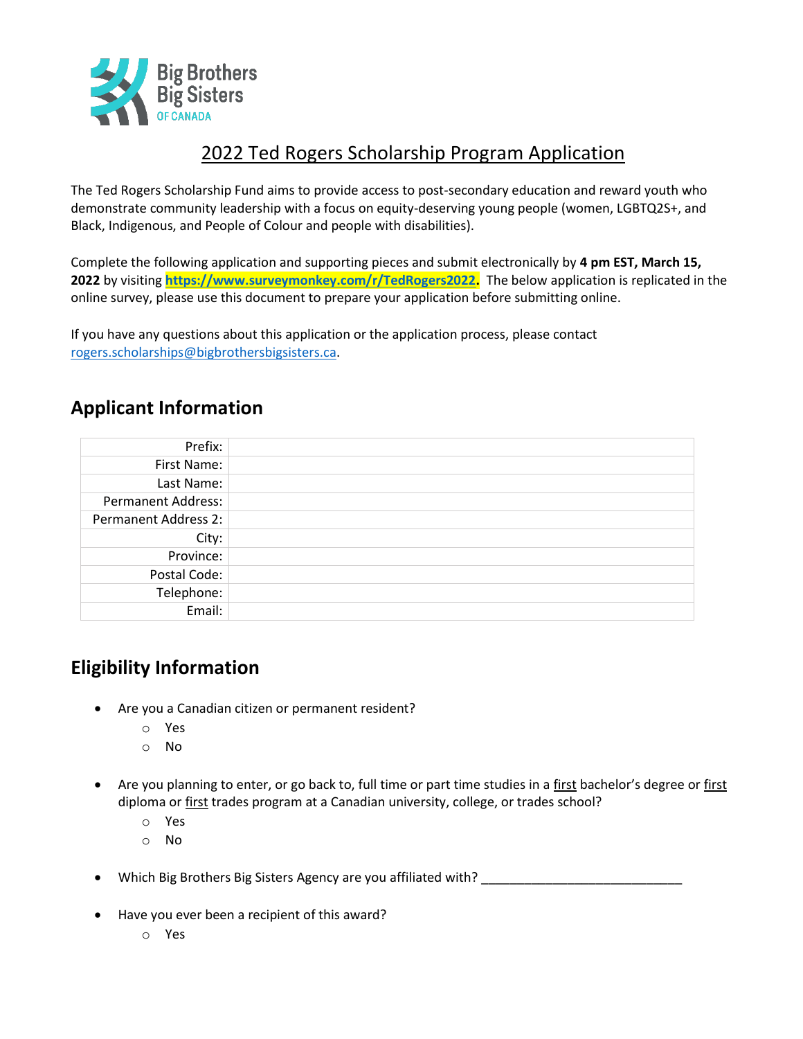Big Brothers Big Sisters OF CANADA

# 2022 Ted Rogers Scholarship Program Application

The Ted Rogers Scholarship Fund aims to provide access to post-secondary education and reward youth who demonstrate community leadership with a focus on equity-deserving young people (women, LGBTQ2S+, and Black, Indigenous, and People of Colour and people with disabilities).

Complete the following application and supporting pieces and submit electronically by **4 pm EST, March 15, 2022** by visiting **https://www.surveymonkey.com/r/TedRogers2022.** The below application is replicated in the online survey, please use this document to prepare your application before submitting online.

If you have any questions about this application or the application process, please contact rogers.scholarships@bigbrothersbigsisters.ca.

## Applicant Information

| | |
|---:|---|
| Prefix: | |
| First Name: | |
| Last Name: | |
| Permanent Address: | |
| Permanent Address 2: | |
| City: | |
| Province: | |
| Postal Code: | |
| Telephone: | |
| Email: | |

## Eligibility Information

- Are you a Canadian citizen or permanent resident?
  - Yes
  - No
- Are you planning to enter, or go back to, full time or part time studies in a first bachelor's degree or first diploma or first trades program at a Canadian university, college, or trades school?
  - Yes
  - No
- Which Big Brothers Big Sisters Agency are you affiliated with? ____________________________
- Have you ever been a recipient of this award?
  - Yes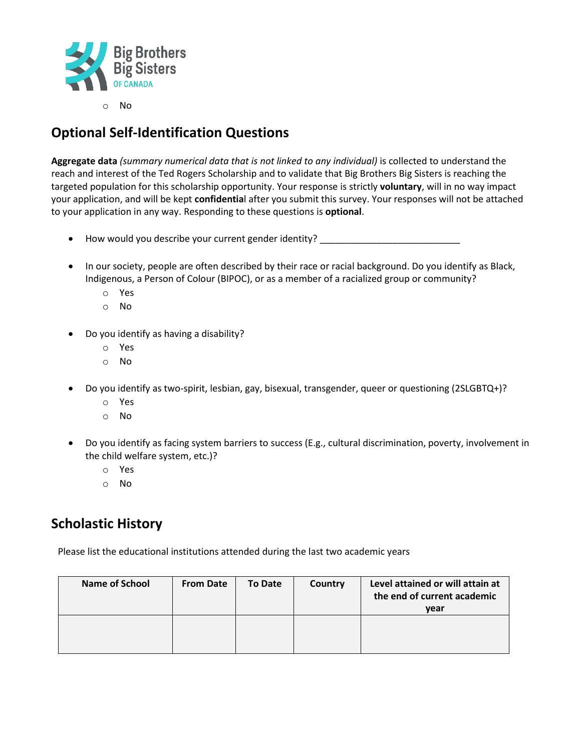- No

## Optional Self-Identification Questions

**Aggregate data** *(summary numerical data that is not linked to any individual)* is collected to understand the reach and interest of the Ted Rogers Scholarship and to validate that Big Brothers Big Sisters is reaching the targeted population for this scholarship opportunity. Your response is strictly **voluntary**, will in no way impact your application, and will be kept **confidentia**l after you submit this survey. Your responses will not be attached to your application in any way. Responding to these questions is **optional**.

- How would you describe your current gender identity? ___________________________

- In our society, people are often described by their race or racial background. Do you identify as Black, Indigenous, a Person of Colour (BIPOC), or as a member of a racialized group or community?
  - Yes
  - No

- Do you identify as having a disability?
  - Yes
  - No

- Do you identify as two-spirit, lesbian, gay, bisexual, transgender, queer or questioning (2SLGBTQ+)?
  - Yes
  - No

- Do you identify as facing system barriers to success (E.g., cultural discrimination, poverty, involvement in the child welfare system, etc.)?
  - Yes
  - No

## Scholastic History

Please list the educational institutions attended during the last two academic years

| Name of School | From Date | To Date | Country | Level attained or will attain at the end of current academic year |
|---|---|---|---|---|
| | | | | |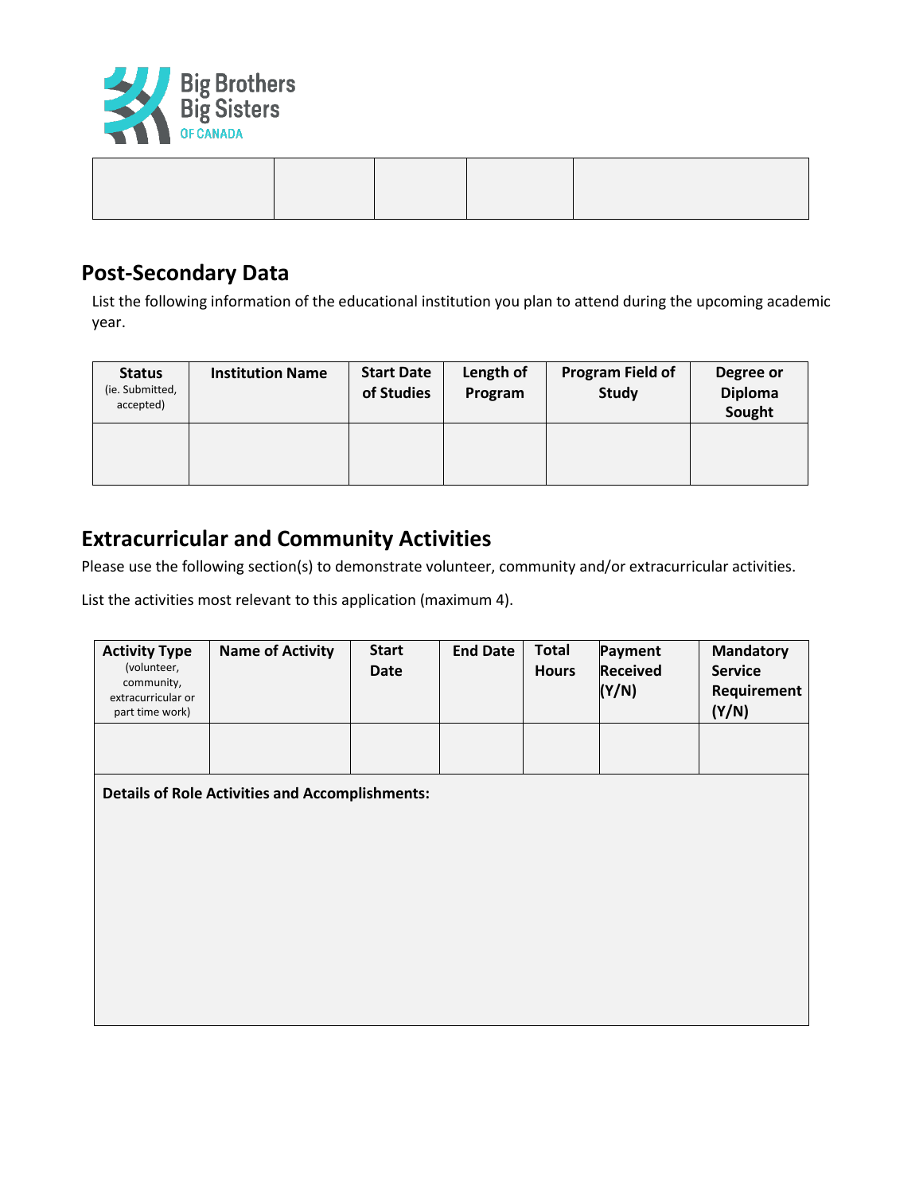| | | | | |
|---|---|---|---|---|
| | | | | |

## Post-Secondary Data

List the following information of the educational institution you plan to attend during the upcoming academic year.

| **Status** (ie. Submitted, accepted) | **Institution Name** | **Start Date of Studies** | **Length of Program** | **Program Field of Study** | **Degree or Diploma Sought** |
|---|---|---|---|---|---|
| | | | | | |

## Extracurricular and Community Activities

Please use the following section(s) to demonstrate volunteer, community and/or extracurricular activities.

List the activities most relevant to this application (maximum 4).

| **Activity Type** (volunteer, community, extracurricular or part time work) | **Name of Activity** | **Start Date** | **End Date** | **Total Hours** | **Payment Received (Y/N)** | **Mandatory Service Requirement (Y/N)** |
|---|---|---|---|---|---|---|
| | | | | | | |
| **Details of Role Activities and Accomplishments:** | | | | | | |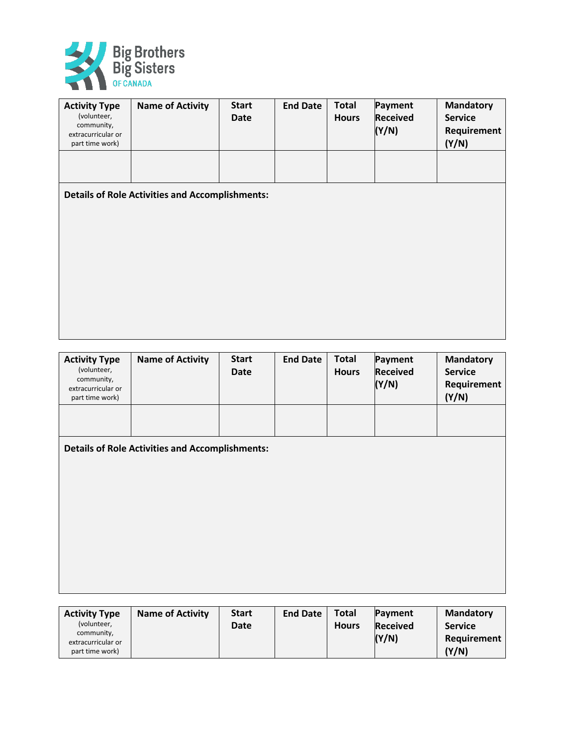| Activity Type (volunteer, community, extracurricular or part time work) | Name of Activity | Start Date | End Date | Total Hours | Payment Received (Y/N) | Mandatory Service Requirement (Y/N) |
|---|---|---|---|---|---|---|
| | | | | | | |

**Details of Role Activities and Accomplishments:**

| Activity Type (volunteer, community, extracurricular or part time work) | Name of Activity | Start Date | End Date | Total Hours | Payment Received (Y/N) | Mandatory Service Requirement (Y/N) |
|---|---|---|---|---|---|---|
| | | | | | | |

**Details of Role Activities and Accomplishments:**

| Activity Type (volunteer, community, extracurricular or part time work) | Name of Activity | Start Date | End Date | Total Hours | Payment Received (Y/N) | Mandatory Service Requirement (Y/N) |
|---|---|---|---|---|---|---|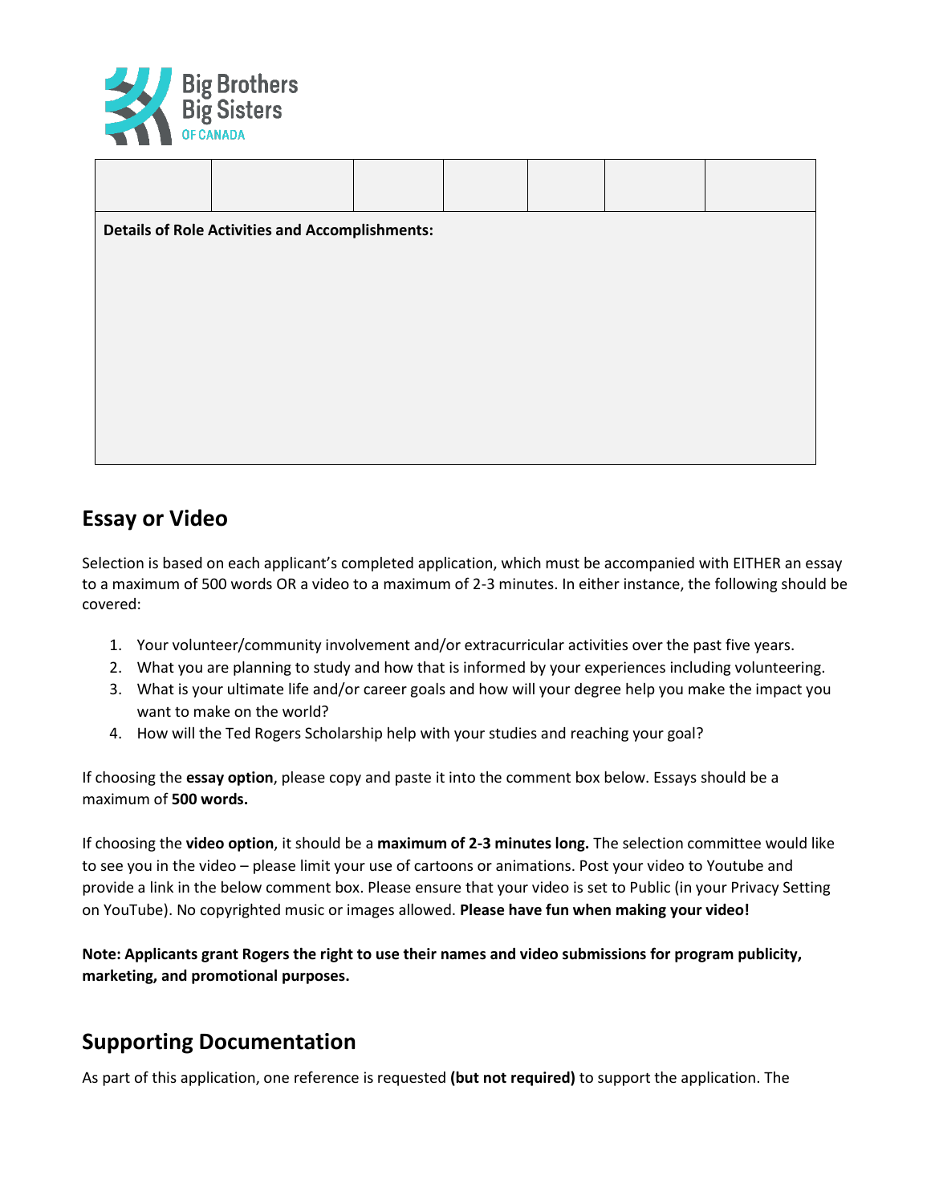| | | | | | | |
|---|---|---|---|---|---|---|
| | | | | | | |
| **Details of Role Activities and Accomplishments:** | | | | | | |

## Essay or Video

Selection is based on each applicant's completed application, which must be accompanied with EITHER an essay to a maximum of 500 words OR a video to a maximum of 2-3 minutes. In either instance, the following should be covered:

1. Your volunteer/community involvement and/or extracurricular activities over the past five years.
2. What you are planning to study and how that is informed by your experiences including volunteering.
3. What is your ultimate life and/or career goals and how will your degree help you make the impact you want to make on the world?
4. How will the Ted Rogers Scholarship help with your studies and reaching your goal?

If choosing the **essay option**, please copy and paste it into the comment box below. Essays should be a maximum of **500 words.**

If choosing the **video option**, it should be a **maximum of 2-3 minutes long.** The selection committee would like to see you in the video – please limit your use of cartoons or animations. Post your video to Youtube and provide a link in the below comment box. Please ensure that your video is set to Public (in your Privacy Setting on YouTube). No copyrighted music or images allowed. **Please have fun when making your video!**

**Note: Applicants grant Rogers the right to use their names and video submissions for program publicity, marketing, and promotional purposes.**

## Supporting Documentation

As part of this application, one reference is requested **(but not required)** to support the application. The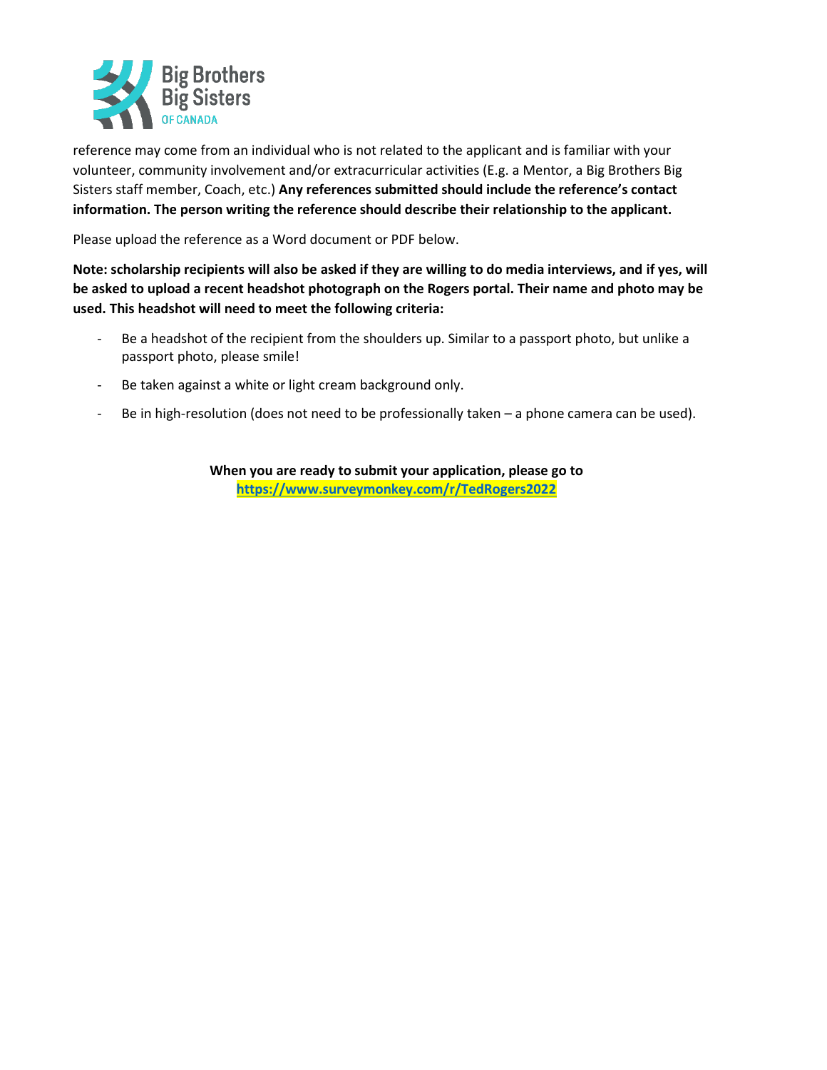reference may come from an individual who is not related to the applicant and is familiar with your volunteer, community involvement and/or extracurricular activities (E.g. a Mentor, a Big Brothers Big Sisters staff member, Coach, etc.) **Any references submitted should include the reference's contact information. The person writing the reference should describe their relationship to the applicant.**

Please upload the reference as a Word document or PDF below.

**Note: scholarship recipients will also be asked if they are willing to do media interviews, and if yes, will be asked to upload a recent headshot photograph on the Rogers portal. Their name and photo may be used. This headshot will need to meet the following criteria:**

- Be a headshot of the recipient from the shoulders up. Similar to a passport photo, but unlike a passport photo, please smile!
- Be taken against a white or light cream background only.
- Be in high-resolution (does not need to be professionally taken – a phone camera can be used).

**When you are ready to submit your application, please go to**
**https://www.surveymonkey.com/r/TedRogers2022**